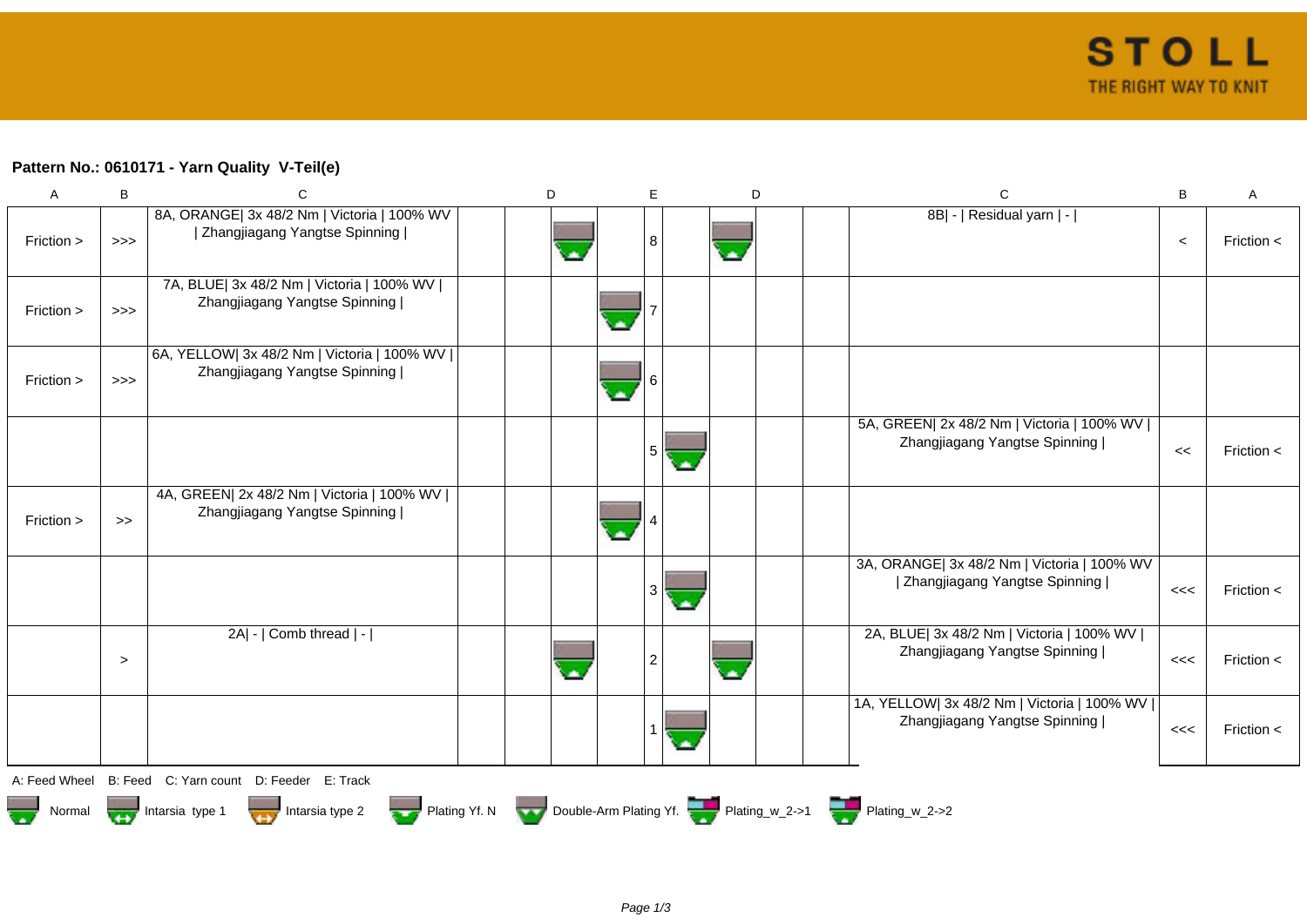**Pattern No.: 0610171 - Yarn Quality  V-Teil(e)**

| A | B | C | | | D | | E | | D | | C | B | A |
|---|---|---|---|---|---|---|---|---|---|---|---|---|---|
| Friction > | >>> | 8A, ORANGE\| 3x 48/2 Nm \| Victoria \| 100% WV \| Zhangjiagang Yangtse Spinning \| | | | | | 8 | | | | 8B\| - \| Residual yarn \| - \| | < | Friction < |
| Friction > | >>> | 7A, BLUE\| 3x 48/2 Nm \| Victoria \| 100% WV \| Zhangjiagang Yangtse Spinning \| | | | | | 7 | | | | | | |
| Friction > | >>> | 6A, YELLOW\| 3x 48/2 Nm \| Victoria \| 100% WV \| Zhangjiagang Yangtse Spinning \| | | | | | 6 | | | | | | |
| | | | | | | | 5 | | | | 5A, GREEN\| 2x 48/2 Nm \| Victoria \| 100% WV \| Zhangjiagang Yangtse Spinning \| | << | Friction < |
| Friction > | >> | 4A, GREEN\| 2x 48/2 Nm \| Victoria \| 100% WV \| Zhangjiagang Yangtse Spinning \| | | | | | 4 | | | | | | |
| | | | | | | | 3 | | | | 3A, ORANGE\| 3x 48/2 Nm \| Victoria \| 100% WV \| Zhangjiagang Yangtse Spinning \| | <<< | Friction < |
| | > | 2A\| - \| Comb thread \| - \| | | | | | 2 | | | | 2A, BLUE\| 3x 48/2 Nm \| Victoria \| 100% WV \| Zhangjiagang Yangtse Spinning \| | <<< | Friction < |
| | | | | | | | 1 | | | | 1A, YELLOW\| 3x 48/2 Nm \| Victoria \| 100% WV \| Zhangjiagang Yangtse Spinning \| | <<< | Friction < |

A: Feed Wheel B: Feed C: Yarn count D: Feeder E: Track

Normal | Intarsia type 1 | Intarsia type 2 | Plating Yf. N | Double-Arm Plating Yf. | Plating_w_2->1 | Plating_w_2->2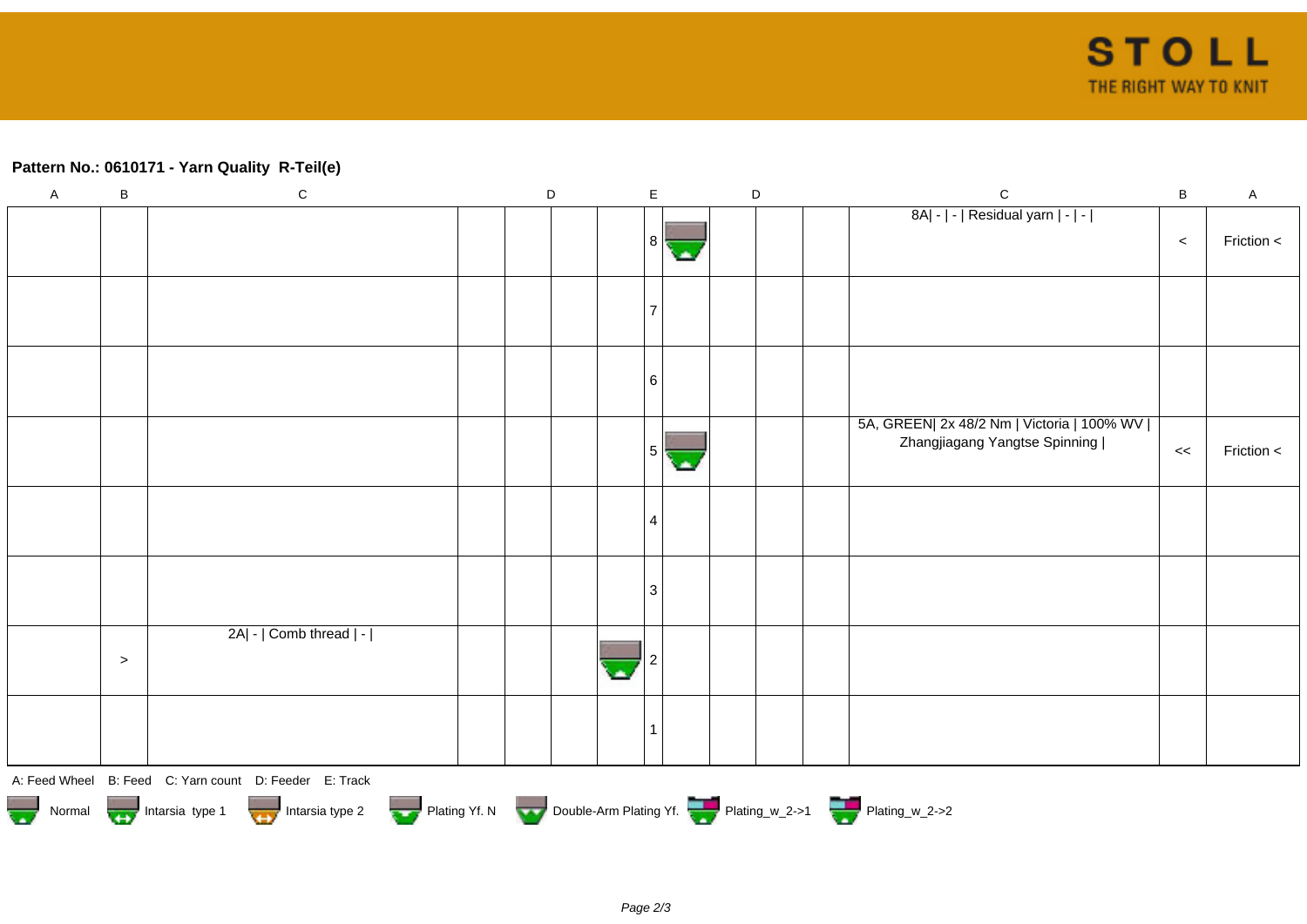**Pattern No.: 0610171 - Yarn Quality  R-Teil(e)**

| A | B | C | D | | | | E | D | | | | C | B | A |
|---|---|---|---|---|---|---|---|---|---|---|---|---|---|---|
| | | | | | | | 8 | | | | | 8A\| - \| - \| Residual yarn \| - \| - \| | < | Friction < |
| | | | | | | | 7 | | | | | | | |
| | | | | | | | 6 | | | | | | | |
| | | | | | | | 5 | | | | | 5A, GREEN\| 2x 48/2 Nm \| Victoria \| 100% WV \| Zhangjiagang Yangtse Spinning \| | << | Friction < |
| | | | | | | | 4 | | | | | | | |
| | | | | | | | 3 | | | | | | | |
| | > | 2A\| - \| Comb thread \| - \| | | | | | 2 | | | | | | | |
| | | | | | | | 1 | | | | | | | |

A: Feed Wheel   B: Feed   C: Yarn count   D: Feeder   E: Track

Normal   Intarsia type 1   Intarsia type 2   Plating Yf. N   Double-Arm Plating Yf.   Plating_w_2->1   Plating_w_2->2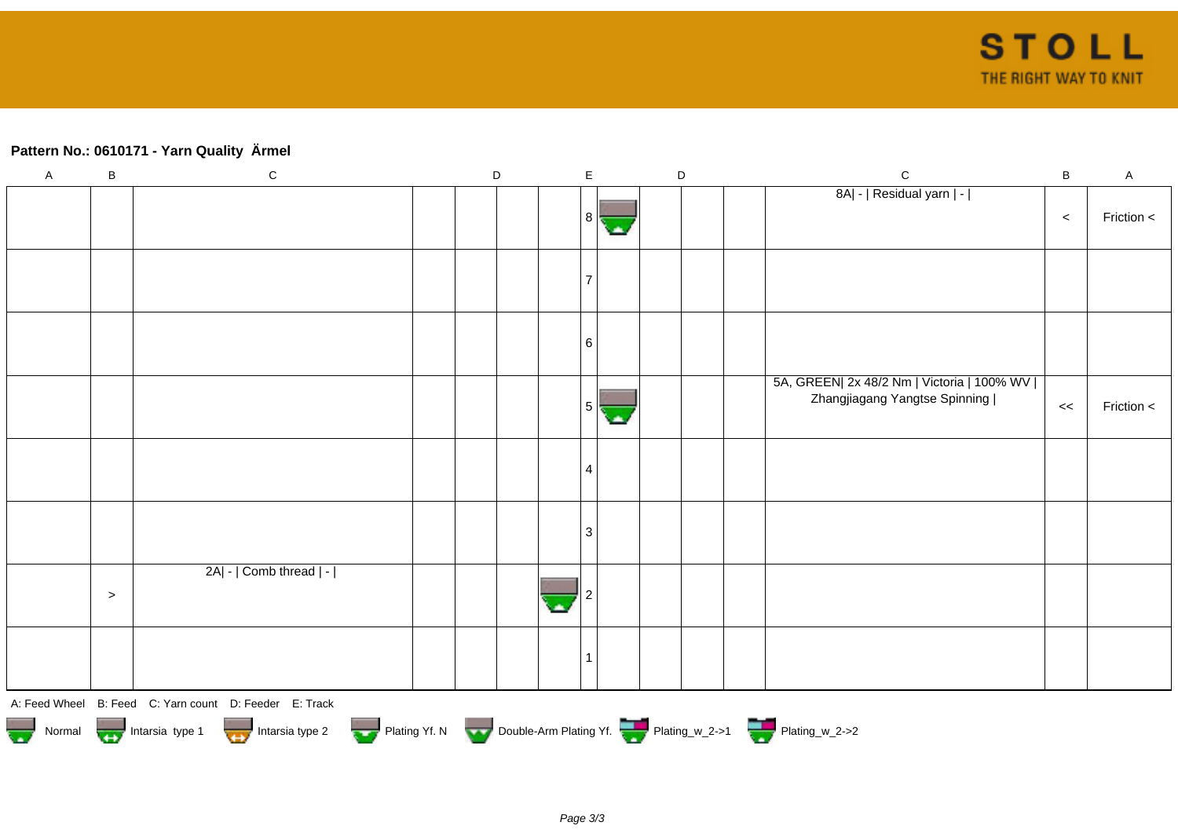**Pattern No.: 0610171 - Yarn Quality  Ärmel**

| A | B | C | D | D | D | D | E | D | D | D | D | C | B | A |
|---|---|---|---|---|---|---|---|---|---|---|---|---|---|---|
| | | | | | | | 8 | | | | | 8A\| - \| Residual yarn \| - \| | < | Friction < |
| | | | | | | | 7 | | | | | | | |
| | | | | | | | 6 | | | | | | | |
| | | | | | | | 5 | | | | | 5A, GREEN\| 2x 48/2 Nm \| Victoria \| 100% WV \| Zhangjiagang Yangtse Spinning \| | << | Friction < |
| | | | | | | | 4 | | | | | | | |
| | | | | | | | 3 | | | | | | | |
| | > | 2A\| - \| Comb thread \| - \| | | | | | 2 | | | | | | | |
| | | | | | | | 1 | | | | | | | |

A: Feed Wheel   B: Feed   C: Yarn count   D: Feeder   E: Track

Normal   Intarsia type 1   Intarsia type 2   Plating Yf. N   Double-Arm Plating Yf.   Plating_w_2->1   Plating_w_2->2